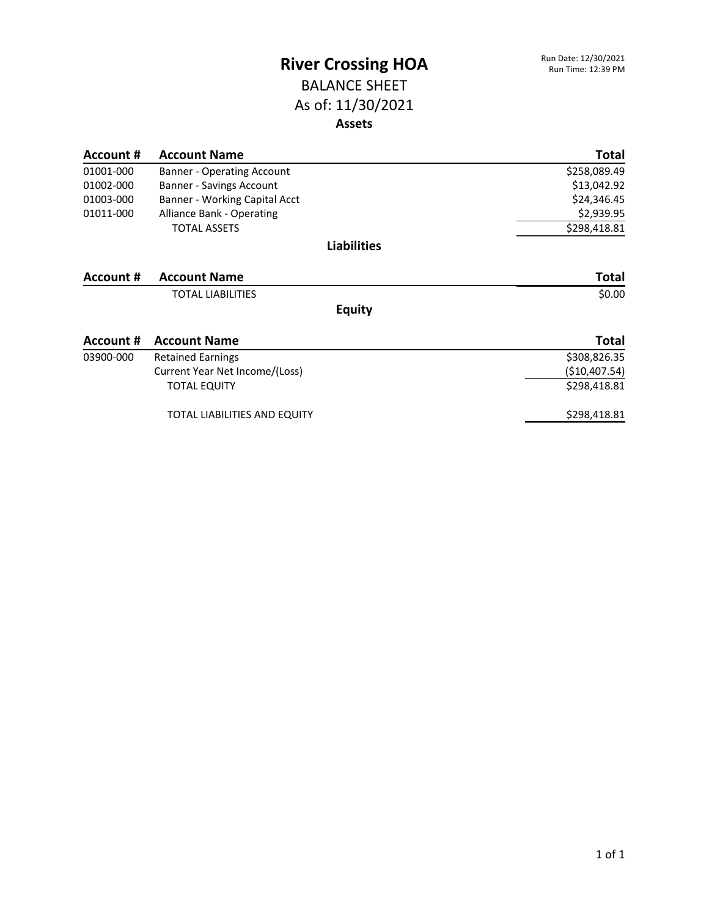# River Crossing HOA

Run Date: 12/30/2021
Run Time: 12:39 PM

## BALANCE SHEET

## As of: 11/30/2021

### Assets

| Account # | Account Name | Total |
|---|---|---|
| 01001-000 | Banner - Operating Account | $258,089.49 |
| 01002-000 | Banner - Savings Account | $13,042.92 |
| 01003-000 | Banner - Working Capital Acct | $24,346.45 |
| 01011-000 | Alliance Bank - Operating | $2,939.95 |
| | TOTAL ASSETS | $298,418.81 |

### Liabilities

| Account # | Account Name | Total |
|---|---|---|
| | TOTAL LIABILITIES | $0.00 |

### Equity

| Account # | Account Name | Total |
|---|---|---|
| 03900-000 | Retained Earnings | $308,826.35 |
| | Current Year Net Income/(Loss) | ($10,407.54) |
| | TOTAL EQUITY | $298,418.81 |
| | TOTAL LIABILITIES AND EQUITY | $298,418.81 |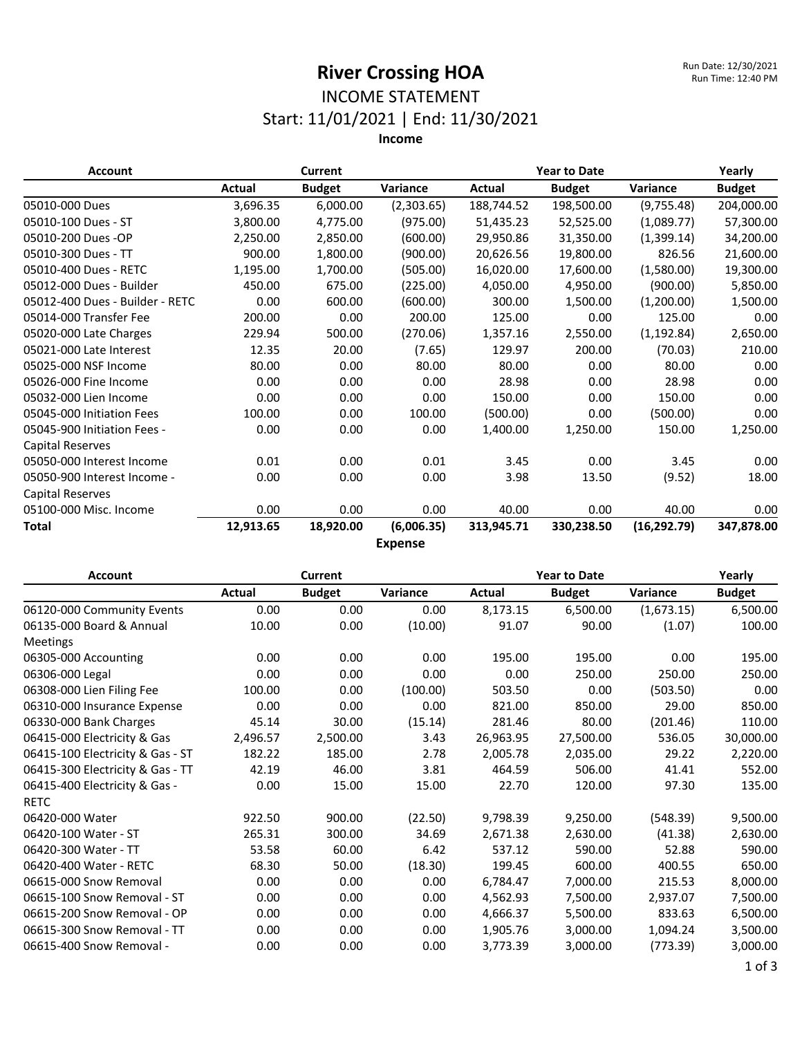# River Crossing HOA

Run Date: 12/30/2021
Run Time: 12:40 PM

## INCOME STATEMENT

### Start: 11/01/2021 | End: 11/30/2021

**Income**

| Account | Current | | | Year to Date | | | Yearly |
|---|---|---|---|---|---|---|---|
| | Actual | Budget | Variance | Actual | Budget | Variance | Budget |
| 05010-000 Dues | 3,696.35 | 6,000.00 | (2,303.65) | 188,744.52 | 198,500.00 | (9,755.48) | 204,000.00 |
| 05010-100 Dues - ST | 3,800.00 | 4,775.00 | (975.00) | 51,435.23 | 52,525.00 | (1,089.77) | 57,300.00 |
| 05010-200 Dues -OP | 2,250.00 | 2,850.00 | (600.00) | 29,950.86 | 31,350.00 | (1,399.14) | 34,200.00 |
| 05010-300 Dues - TT | 900.00 | 1,800.00 | (900.00) | 20,626.56 | 19,800.00 | 826.56 | 21,600.00 |
| 05010-400 Dues - RETC | 1,195.00 | 1,700.00 | (505.00) | 16,020.00 | 17,600.00 | (1,580.00) | 19,300.00 |
| 05012-000 Dues - Builder | 450.00 | 675.00 | (225.00) | 4,050.00 | 4,950.00 | (900.00) | 5,850.00 |
| 05012-400 Dues - Builder - RETC | 0.00 | 600.00 | (600.00) | 300.00 | 1,500.00 | (1,200.00) | 1,500.00 |
| 05014-000 Transfer Fee | 200.00 | 0.00 | 200.00 | 125.00 | 0.00 | 125.00 | 0.00 |
| 05020-000 Late Charges | 229.94 | 500.00 | (270.06) | 1,357.16 | 2,550.00 | (1,192.84) | 2,650.00 |
| 05021-000 Late Interest | 12.35 | 20.00 | (7.65) | 129.97 | 200.00 | (70.03) | 210.00 |
| 05025-000 NSF Income | 80.00 | 0.00 | 80.00 | 80.00 | 0.00 | 80.00 | 0.00 |
| 05026-000 Fine Income | 0.00 | 0.00 | 0.00 | 28.98 | 0.00 | 28.98 | 0.00 |
| 05032-000 Lien Income | 0.00 | 0.00 | 0.00 | 150.00 | 0.00 | 150.00 | 0.00 |
| 05045-000 Initiation Fees | 100.00 | 0.00 | 100.00 | (500.00) | 0.00 | (500.00) | 0.00 |
| 05045-900 Initiation Fees - Capital Reserves | 0.00 | 0.00 | 0.00 | 1,400.00 | 1,250.00 | 150.00 | 1,250.00 |
| 05050-000 Interest Income | 0.01 | 0.00 | 0.01 | 3.45 | 0.00 | 3.45 | 0.00 |
| 05050-900 Interest Income - Capital Reserves | 0.00 | 0.00 | 0.00 | 3.98 | 13.50 | (9.52) | 18.00 |
| 05100-000 Misc. Income | 0.00 | 0.00 | 0.00 | 40.00 | 0.00 | 40.00 | 0.00 |
| **Total** | **12,913.65** | **18,920.00** | **(6,006.35)** | **313,945.71** | **330,238.50** | **(16,292.79)** | **347,878.00** |

**Expense**

| Account | Current | | | Year to Date | | | Yearly |
|---|---|---|---|---|---|---|---|
| | Actual | Budget | Variance | Actual | Budget | Variance | Budget |
| 06120-000 Community Events | 0.00 | 0.00 | 0.00 | 8,173.15 | 6,500.00 | (1,673.15) | 6,500.00 |
| 06135-000 Board & Annual Meetings | 10.00 | 0.00 | (10.00) | 91.07 | 90.00 | (1.07) | 100.00 |
| 06305-000 Accounting | 0.00 | 0.00 | 0.00 | 195.00 | 195.00 | 0.00 | 195.00 |
| 06306-000 Legal | 0.00 | 0.00 | 0.00 | 0.00 | 250.00 | 250.00 | 250.00 |
| 06308-000 Lien Filing Fee | 100.00 | 0.00 | (100.00) | 503.50 | 0.00 | (503.50) | 0.00 |
| 06310-000 Insurance Expense | 0.00 | 0.00 | 0.00 | 821.00 | 850.00 | 29.00 | 850.00 |
| 06330-000 Bank Charges | 45.14 | 30.00 | (15.14) | 281.46 | 80.00 | (201.46) | 110.00 |
| 06415-000 Electricity & Gas | 2,496.57 | 2,500.00 | 3.43 | 26,963.95 | 27,500.00 | 536.05 | 30,000.00 |
| 06415-100 Electricity & Gas - ST | 182.22 | 185.00 | 2.78 | 2,005.78 | 2,035.00 | 29.22 | 2,220.00 |
| 06415-300 Electricity & Gas - TT | 42.19 | 46.00 | 3.81 | 464.59 | 506.00 | 41.41 | 552.00 |
| 06415-400 Electricity & Gas - RETC | 0.00 | 15.00 | 15.00 | 22.70 | 120.00 | 97.30 | 135.00 |
| 06420-000 Water | 922.50 | 900.00 | (22.50) | 9,798.39 | 9,250.00 | (548.39) | 9,500.00 |
| 06420-100 Water - ST | 265.31 | 300.00 | 34.69 | 2,671.38 | 2,630.00 | (41.38) | 2,630.00 |
| 06420-300 Water - TT | 53.58 | 60.00 | 6.42 | 537.12 | 590.00 | 52.88 | 590.00 |
| 06420-400 Water - RETC | 68.30 | 50.00 | (18.30) | 199.45 | 600.00 | 400.55 | 650.00 |
| 06615-000 Snow Removal | 0.00 | 0.00 | 0.00 | 6,784.47 | 7,000.00 | 215.53 | 8,000.00 |
| 06615-100 Snow Removal - ST | 0.00 | 0.00 | 0.00 | 4,562.93 | 7,500.00 | 2,937.07 | 7,500.00 |
| 06615-200 Snow Removal - OP | 0.00 | 0.00 | 0.00 | 4,666.37 | 5,500.00 | 833.63 | 6,500.00 |
| 06615-300 Snow Removal - TT | 0.00 | 0.00 | 0.00 | 1,905.76 | 3,000.00 | 1,094.24 | 3,500.00 |
| 06615-400 Snow Removal - | 0.00 | 0.00 | 0.00 | 3,773.39 | 3,000.00 | (773.39) | 3,000.00 |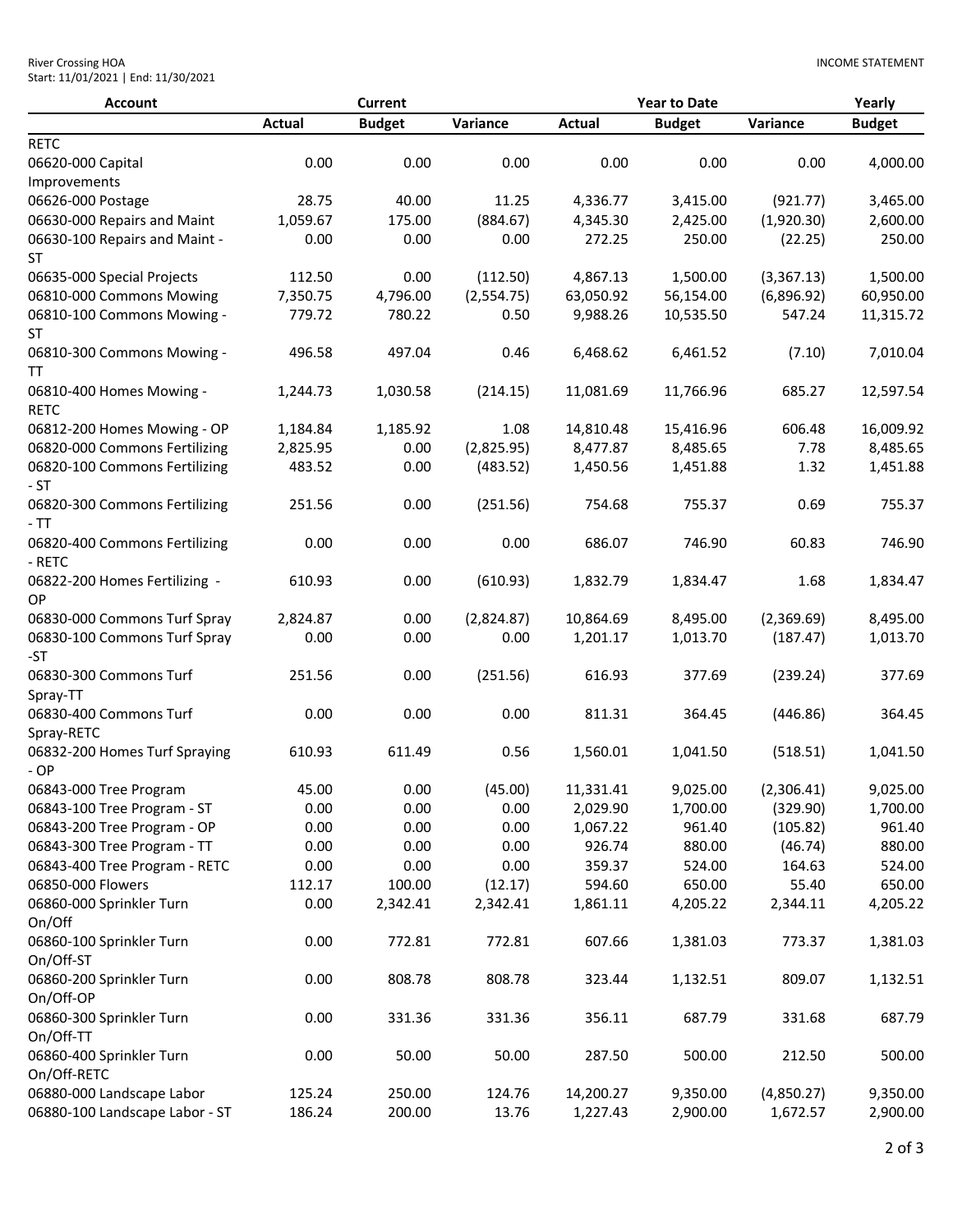River Crossing HOA
Start: 11/01/2021 | End: 11/30/2021

INCOME STATEMENT

| Account | Current | | | Year to Date | | | Yearly |
|---|---|---|---|---|---|---|---|
| | Actual | Budget | Variance | Actual | Budget | Variance | Budget |
| RETC | | | | | | | |
| 06620-000 Capital Improvements | 0.00 | 0.00 | 0.00 | 0.00 | 0.00 | 0.00 | 4,000.00 |
| 06626-000 Postage | 28.75 | 40.00 | 11.25 | 4,336.77 | 3,415.00 | (921.77) | 3,465.00 |
| 06630-000 Repairs and Maint | 1,059.67 | 175.00 | (884.67) | 4,345.30 | 2,425.00 | (1,920.30) | 2,600.00 |
| 06630-100 Repairs and Maint - ST | 0.00 | 0.00 | 0.00 | 272.25 | 250.00 | (22.25) | 250.00 |
| 06635-000 Special Projects | 112.50 | 0.00 | (112.50) | 4,867.13 | 1,500.00 | (3,367.13) | 1,500.00 |
| 06810-000 Commons Mowing | 7,350.75 | 4,796.00 | (2,554.75) | 63,050.92 | 56,154.00 | (6,896.92) | 60,950.00 |
| 06810-100 Commons Mowing - ST | 779.72 | 780.22 | 0.50 | 9,988.26 | 10,535.50 | 547.24 | 11,315.72 |
| 06810-300 Commons Mowing - TT | 496.58 | 497.04 | 0.46 | 6,468.62 | 6,461.52 | (7.10) | 7,010.04 |
| 06810-400 Homes Mowing - RETC | 1,244.73 | 1,030.58 | (214.15) | 11,081.69 | 11,766.96 | 685.27 | 12,597.54 |
| 06812-200 Homes Mowing - OP | 1,184.84 | 1,185.92 | 1.08 | 14,810.48 | 15,416.96 | 606.48 | 16,009.92 |
| 06820-000 Commons Fertilizing | 2,825.95 | 0.00 | (2,825.95) | 8,477.87 | 8,485.65 | 7.78 | 8,485.65 |
| 06820-100 Commons Fertilizing - ST | 483.52 | 0.00 | (483.52) | 1,450.56 | 1,451.88 | 1.32 | 1,451.88 |
| 06820-300 Commons Fertilizing - TT | 251.56 | 0.00 | (251.56) | 754.68 | 755.37 | 0.69 | 755.37 |
| 06820-400 Commons Fertilizing - RETC | 0.00 | 0.00 | 0.00 | 686.07 | 746.90 | 60.83 | 746.90 |
| 06822-200 Homes Fertilizing - OP | 610.93 | 0.00 | (610.93) | 1,832.79 | 1,834.47 | 1.68 | 1,834.47 |
| 06830-000 Commons Turf Spray | 2,824.87 | 0.00 | (2,824.87) | 10,864.69 | 8,495.00 | (2,369.69) | 8,495.00 |
| 06830-100 Commons Turf Spray -ST | 0.00 | 0.00 | 0.00 | 1,201.17 | 1,013.70 | (187.47) | 1,013.70 |
| 06830-300 Commons Turf Spray-TT | 251.56 | 0.00 | (251.56) | 616.93 | 377.69 | (239.24) | 377.69 |
| 06830-400 Commons Turf Spray-RETC | 0.00 | 0.00 | 0.00 | 811.31 | 364.45 | (446.86) | 364.45 |
| 06832-200 Homes Turf Spraying - OP | 610.93 | 611.49 | 0.56 | 1,560.01 | 1,041.50 | (518.51) | 1,041.50 |
| 06843-000 Tree Program | 45.00 | 0.00 | (45.00) | 11,331.41 | 9,025.00 | (2,306.41) | 9,025.00 |
| 06843-100 Tree Program - ST | 0.00 | 0.00 | 0.00 | 2,029.90 | 1,700.00 | (329.90) | 1,700.00 |
| 06843-200 Tree Program - OP | 0.00 | 0.00 | 0.00 | 1,067.22 | 961.40 | (105.82) | 961.40 |
| 06843-300 Tree Program - TT | 0.00 | 0.00 | 0.00 | 926.74 | 880.00 | (46.74) | 880.00 |
| 06843-400 Tree Program - RETC | 0.00 | 0.00 | 0.00 | 359.37 | 524.00 | 164.63 | 524.00 |
| 06850-000 Flowers | 112.17 | 100.00 | (12.17) | 594.60 | 650.00 | 55.40 | 650.00 |
| 06860-000 Sprinkler Turn On/Off | 0.00 | 2,342.41 | 2,342.41 | 1,861.11 | 4,205.22 | 2,344.11 | 4,205.22 |
| 06860-100 Sprinkler Turn On/Off-ST | 0.00 | 772.81 | 772.81 | 607.66 | 1,381.03 | 773.37 | 1,381.03 |
| 06860-200 Sprinkler Turn On/Off-OP | 0.00 | 808.78 | 808.78 | 323.44 | 1,132.51 | 809.07 | 1,132.51 |
| 06860-300 Sprinkler Turn On/Off-TT | 0.00 | 331.36 | 331.36 | 356.11 | 687.79 | 331.68 | 687.79 |
| 06860-400 Sprinkler Turn On/Off-RETC | 0.00 | 50.00 | 50.00 | 287.50 | 500.00 | 212.50 | 500.00 |
| 06880-000 Landscape Labor | 125.24 | 250.00 | 124.76 | 14,200.27 | 9,350.00 | (4,850.27) | 9,350.00 |
| 06880-100 Landscape Labor - ST | 186.24 | 200.00 | 13.76 | 1,227.43 | 2,900.00 | 1,672.57 | 2,900.00 |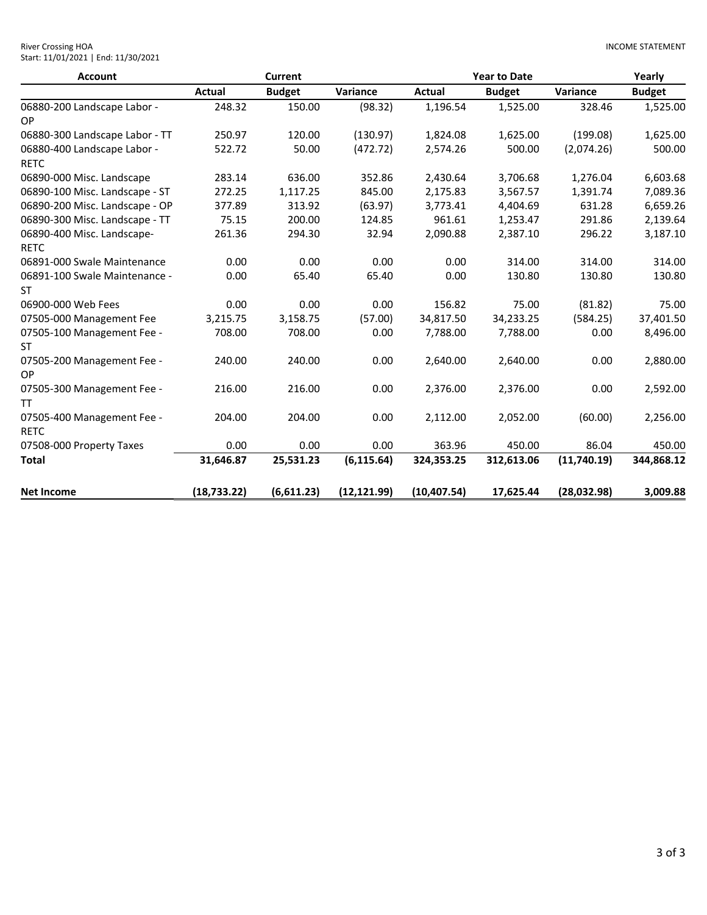River Crossing HOA
Start: 11/01/2021 | End: 11/30/2021

INCOME STATEMENT

| Account | Current | | | Year to Date | | | Yearly |
|---|---|---|---|---|---|---|---|
| | Actual | Budget | Variance | Actual | Budget | Variance | Budget |
| 06880-200 Landscape Labor - OP | 248.32 | 150.00 | (98.32) | 1,196.54 | 1,525.00 | 328.46 | 1,525.00 |
| 06880-300 Landscape Labor - TT | 250.97 | 120.00 | (130.97) | 1,824.08 | 1,625.00 | (199.08) | 1,625.00 |
| 06880-400 Landscape Labor - RETC | 522.72 | 50.00 | (472.72) | 2,574.26 | 500.00 | (2,074.26) | 500.00 |
| 06890-000 Misc. Landscape | 283.14 | 636.00 | 352.86 | 2,430.64 | 3,706.68 | 1,276.04 | 6,603.68 |
| 06890-100 Misc. Landscape - ST | 272.25 | 1,117.25 | 845.00 | 2,175.83 | 3,567.57 | 1,391.74 | 7,089.36 |
| 06890-200 Misc. Landscape - OP | 377.89 | 313.92 | (63.97) | 3,773.41 | 4,404.69 | 631.28 | 6,659.26 |
| 06890-300 Misc. Landscape - TT | 75.15 | 200.00 | 124.85 | 961.61 | 1,253.47 | 291.86 | 2,139.64 |
| 06890-400 Misc. Landscape- RETC | 261.36 | 294.30 | 32.94 | 2,090.88 | 2,387.10 | 296.22 | 3,187.10 |
| 06891-000 Swale Maintenance | 0.00 | 0.00 | 0.00 | 0.00 | 314.00 | 314.00 | 314.00 |
| 06891-100 Swale Maintenance - ST | 0.00 | 65.40 | 65.40 | 0.00 | 130.80 | 130.80 | 130.80 |
| 06900-000 Web Fees | 0.00 | 0.00 | 0.00 | 156.82 | 75.00 | (81.82) | 75.00 |
| 07505-000 Management Fee | 3,215.75 | 3,158.75 | (57.00) | 34,817.50 | 34,233.25 | (584.25) | 37,401.50 |
| 07505-100 Management Fee - ST | 708.00 | 708.00 | 0.00 | 7,788.00 | 7,788.00 | 0.00 | 8,496.00 |
| 07505-200 Management Fee - OP | 240.00 | 240.00 | 0.00 | 2,640.00 | 2,640.00 | 0.00 | 2,880.00 |
| 07505-300 Management Fee - TT | 216.00 | 216.00 | 0.00 | 2,376.00 | 2,376.00 | 0.00 | 2,592.00 |
| 07505-400 Management Fee - RETC | 204.00 | 204.00 | 0.00 | 2,112.00 | 2,052.00 | (60.00) | 2,256.00 |
| 07508-000 Property Taxes | 0.00 | 0.00 | 0.00 | 363.96 | 450.00 | 86.04 | 450.00 |
| **Total** | **31,646.87** | **25,531.23** | **(6,115.64)** | **324,353.25** | **312,613.06** | **(11,740.19)** | **344,868.12** |
| **Net Income** | **(18,733.22)** | **(6,611.23)** | **(12,121.99)** | **(10,407.54)** | **17,625.44** | **(28,032.98)** | **3,009.88** |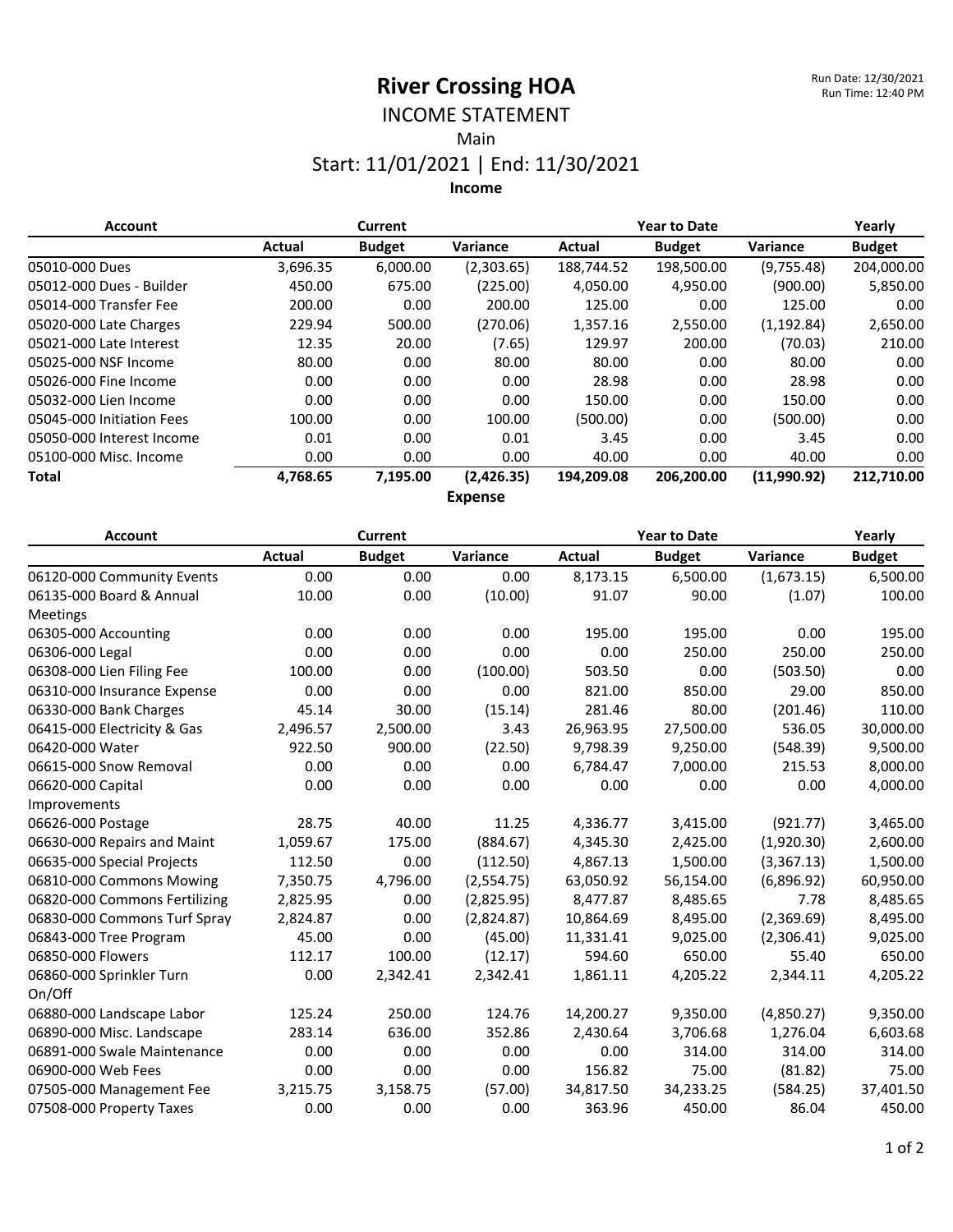# River Crossing HOA

Run Date: 12/30/2021
Run Time: 12:40 PM

## INCOME STATEMENT

Main

Start: 11/01/2021 | End: 11/30/2021

### Income

| Account | Current | | | Year to Date | | | Yearly |
|---|---|---|---|---|---|---|---|
| | Actual | Budget | Variance | Actual | Budget | Variance | Budget |
| 05010-000 Dues | 3,696.35 | 6,000.00 | (2,303.65) | 188,744.52 | 198,500.00 | (9,755.48) | 204,000.00 |
| 05012-000 Dues - Builder | 450.00 | 675.00 | (225.00) | 4,050.00 | 4,950.00 | (900.00) | 5,850.00 |
| 05014-000 Transfer Fee | 200.00 | 0.00 | 200.00 | 125.00 | 0.00 | 125.00 | 0.00 |
| 05020-000 Late Charges | 229.94 | 500.00 | (270.06) | 1,357.16 | 2,550.00 | (1,192.84) | 2,650.00 |
| 05021-000 Late Interest | 12.35 | 20.00 | (7.65) | 129.97 | 200.00 | (70.03) | 210.00 |
| 05025-000 NSF Income | 80.00 | 0.00 | 80.00 | 80.00 | 0.00 | 80.00 | 0.00 |
| 05026-000 Fine Income | 0.00 | 0.00 | 0.00 | 28.98 | 0.00 | 28.98 | 0.00 |
| 05032-000 Lien Income | 0.00 | 0.00 | 0.00 | 150.00 | 0.00 | 150.00 | 0.00 |
| 05045-000 Initiation Fees | 100.00 | 0.00 | 100.00 | (500.00) | 0.00 | (500.00) | 0.00 |
| 05050-000 Interest Income | 0.01 | 0.00 | 0.01 | 3.45 | 0.00 | 3.45 | 0.00 |
| 05100-000 Misc. Income | 0.00 | 0.00 | 0.00 | 40.00 | 0.00 | 40.00 | 0.00 |
| **Total** | **4,768.65** | **7,195.00** | **(2,426.35)** | **194,209.08** | **206,200.00** | **(11,990.92)** | **212,710.00** |

### Expense

| Account | Current | | | Year to Date | | | Yearly |
|---|---|---|---|---|---|---|---|
| | Actual | Budget | Variance | Actual | Budget | Variance | Budget |
| 06120-000 Community Events | 0.00 | 0.00 | 0.00 | 8,173.15 | 6,500.00 | (1,673.15) | 6,500.00 |
| 06135-000 Board & Annual Meetings | 10.00 | 0.00 | (10.00) | 91.07 | 90.00 | (1.07) | 100.00 |
| 06305-000 Accounting | 0.00 | 0.00 | 0.00 | 195.00 | 195.00 | 0.00 | 195.00 |
| 06306-000 Legal | 0.00 | 0.00 | 0.00 | 0.00 | 250.00 | 250.00 | 250.00 |
| 06308-000 Lien Filing Fee | 100.00 | 0.00 | (100.00) | 503.50 | 0.00 | (503.50) | 0.00 |
| 06310-000 Insurance Expense | 0.00 | 0.00 | 0.00 | 821.00 | 850.00 | 29.00 | 850.00 |
| 06330-000 Bank Charges | 45.14 | 30.00 | (15.14) | 281.46 | 80.00 | (201.46) | 110.00 |
| 06415-000 Electricity & Gas | 2,496.57 | 2,500.00 | 3.43 | 26,963.95 | 27,500.00 | 536.05 | 30,000.00 |
| 06420-000 Water | 922.50 | 900.00 | (22.50) | 9,798.39 | 9,250.00 | (548.39) | 9,500.00 |
| 06615-000 Snow Removal | 0.00 | 0.00 | 0.00 | 6,784.47 | 7,000.00 | 215.53 | 8,000.00 |
| 06620-000 Capital Improvements | 0.00 | 0.00 | 0.00 | 0.00 | 0.00 | 0.00 | 4,000.00 |
| 06626-000 Postage | 28.75 | 40.00 | 11.25 | 4,336.77 | 3,415.00 | (921.77) | 3,465.00 |
| 06630-000 Repairs and Maint | 1,059.67 | 175.00 | (884.67) | 4,345.30 | 2,425.00 | (1,920.30) | 2,600.00 |
| 06635-000 Special Projects | 112.50 | 0.00 | (112.50) | 4,867.13 | 1,500.00 | (3,367.13) | 1,500.00 |
| 06810-000 Commons Mowing | 7,350.75 | 4,796.00 | (2,554.75) | 63,050.92 | 56,154.00 | (6,896.92) | 60,950.00 |
| 06820-000 Commons Fertilizing | 2,825.95 | 0.00 | (2,825.95) | 8,477.87 | 8,485.65 | 7.78 | 8,485.65 |
| 06830-000 Commons Turf Spray | 2,824.87 | 0.00 | (2,824.87) | 10,864.69 | 8,495.00 | (2,369.69) | 8,495.00 |
| 06843-000 Tree Program | 45.00 | 0.00 | (45.00) | 11,331.41 | 9,025.00 | (2,306.41) | 9,025.00 |
| 06850-000 Flowers | 112.17 | 100.00 | (12.17) | 594.60 | 650.00 | 55.40 | 650.00 |
| 06860-000 Sprinkler Turn On/Off | 0.00 | 2,342.41 | 2,342.41 | 1,861.11 | 4,205.22 | 2,344.11 | 4,205.22 |
| 06880-000 Landscape Labor | 125.24 | 250.00 | 124.76 | 14,200.27 | 9,350.00 | (4,850.27) | 9,350.00 |
| 06890-000 Misc. Landscape | 283.14 | 636.00 | 352.86 | 2,430.64 | 3,706.68 | 1,276.04 | 6,603.68 |
| 06891-000 Swale Maintenance | 0.00 | 0.00 | 0.00 | 0.00 | 314.00 | 314.00 | 314.00 |
| 06900-000 Web Fees | 0.00 | 0.00 | 0.00 | 156.82 | 75.00 | (81.82) | 75.00 |
| 07505-000 Management Fee | 3,215.75 | 3,158.75 | (57.00) | 34,817.50 | 34,233.25 | (584.25) | 37,401.50 |
| 07508-000 Property Taxes | 0.00 | 0.00 | 0.00 | 363.96 | 450.00 | 86.04 | 450.00 |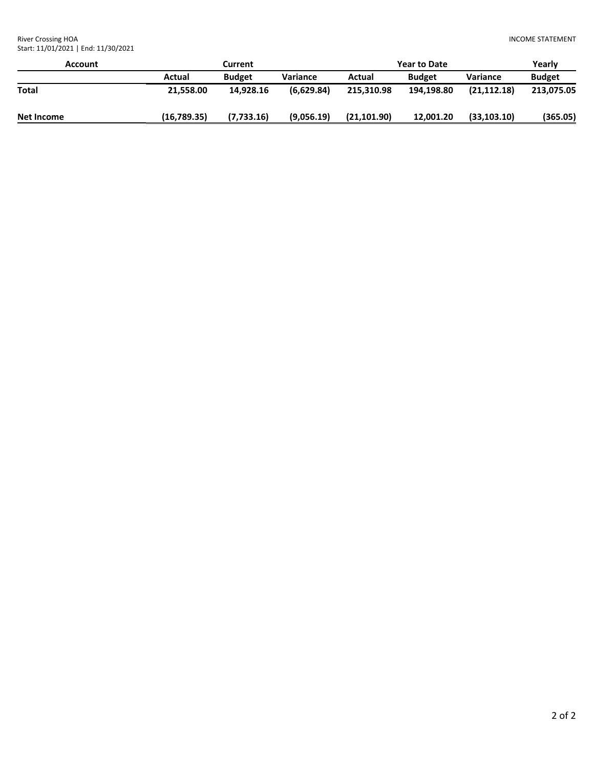River Crossing HOA
Start: 11/01/2021 | End: 11/30/2021

INCOME STATEMENT

| Account | Current | | | Year to Date | | | Yearly |
|---|---|---|---|---|---|---|---|
| | Actual | Budget | Variance | Actual | Budget | Variance | Budget |
| **Total** | **21,558.00** | **14,928.16** | **(6,629.84)** | **215,310.98** | **194,198.80** | **(21,112.18)** | **213,075.05** |
| **Net Income** | **(16,789.35)** | **(7,733.16)** | **(9,056.19)** | **(21,101.90)** | **12,001.20** | **(33,103.10)** | **(365.05)** |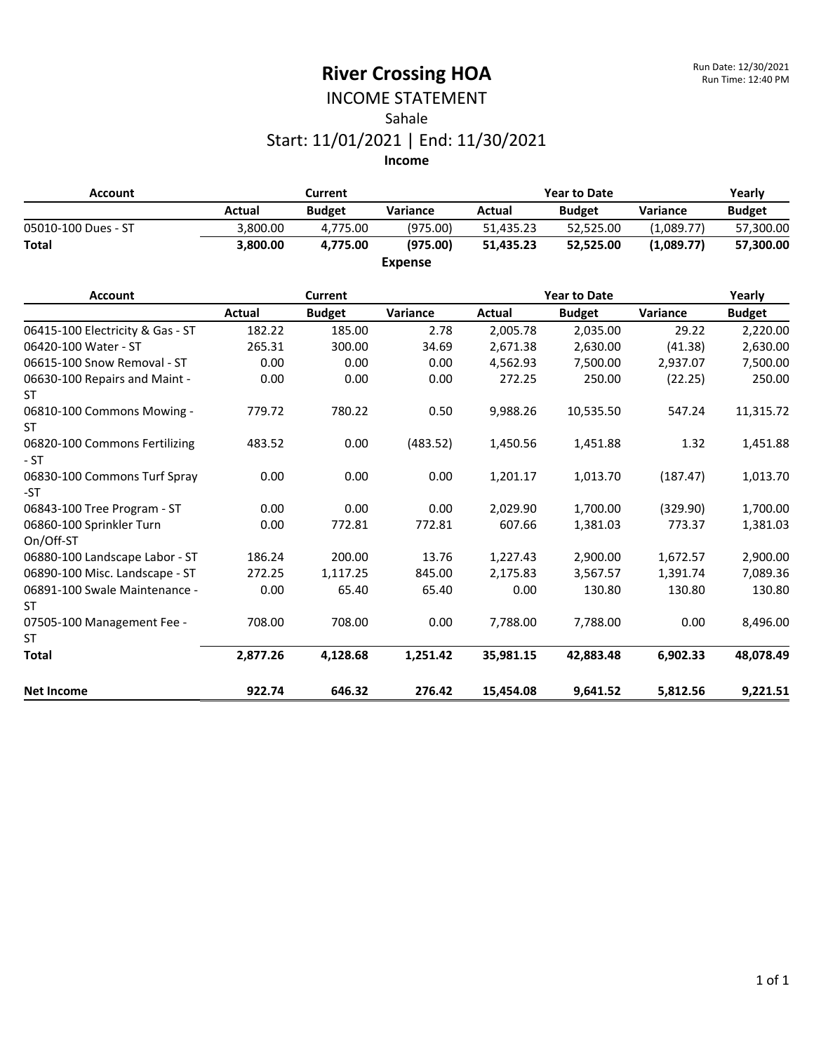# River Crossing HOA

Run Date: 12/30/2021
Run Time: 12:40 PM

## INCOME STATEMENT

### Sahale

### Start: 11/01/2021 | End: 11/30/2021

**Income**

| Account | Current | | | Year to Date | | | Yearly |
|---|---|---|---|---|---|---|---|
| | Actual | Budget | Variance | Actual | Budget | Variance | Budget |
| 05010-100 Dues - ST | 3,800.00 | 4,775.00 | (975.00) | 51,435.23 | 52,525.00 | (1,089.77) | 57,300.00 |
| **Total** | **3,800.00** | **4,775.00** | **(975.00)** | **51,435.23** | **52,525.00** | **(1,089.77)** | **57,300.00** |

**Expense**

| Account | Current | | | Year to Date | | | Yearly |
|---|---|---|---|---|---|---|---|
| | Actual | Budget | Variance | Actual | Budget | Variance | Budget |
| 06415-100 Electricity & Gas - ST | 182.22 | 185.00 | 2.78 | 2,005.78 | 2,035.00 | 29.22 | 2,220.00 |
| 06420-100 Water - ST | 265.31 | 300.00 | 34.69 | 2,671.38 | 2,630.00 | (41.38) | 2,630.00 |
| 06615-100 Snow Removal - ST | 0.00 | 0.00 | 0.00 | 4,562.93 | 7,500.00 | 2,937.07 | 7,500.00 |
| 06630-100 Repairs and Maint - ST | 0.00 | 0.00 | 0.00 | 272.25 | 250.00 | (22.25) | 250.00 |
| 06810-100 Commons Mowing - ST | 779.72 | 780.22 | 0.50 | 9,988.26 | 10,535.50 | 547.24 | 11,315.72 |
| 06820-100 Commons Fertilizing - ST | 483.52 | 0.00 | (483.52) | 1,450.56 | 1,451.88 | 1.32 | 1,451.88 |
| 06830-100 Commons Turf Spray -ST | 0.00 | 0.00 | 0.00 | 1,201.17 | 1,013.70 | (187.47) | 1,013.70 |
| 06843-100 Tree Program - ST | 0.00 | 0.00 | 0.00 | 2,029.90 | 1,700.00 | (329.90) | 1,700.00 |
| 06860-100 Sprinkler Turn On/Off-ST | 0.00 | 772.81 | 772.81 | 607.66 | 1,381.03 | 773.37 | 1,381.03 |
| 06880-100 Landscape Labor - ST | 186.24 | 200.00 | 13.76 | 1,227.43 | 2,900.00 | 1,672.57 | 2,900.00 |
| 06890-100 Misc. Landscape - ST | 272.25 | 1,117.25 | 845.00 | 2,175.83 | 3,567.57 | 1,391.74 | 7,089.36 |
| 06891-100 Swale Maintenance - ST | 0.00 | 65.40 | 65.40 | 0.00 | 130.80 | 130.80 | 130.80 |
| 07505-100 Management Fee - ST | 708.00 | 708.00 | 0.00 | 7,788.00 | 7,788.00 | 0.00 | 8,496.00 |
| **Total** | **2,877.26** | **4,128.68** | **1,251.42** | **35,981.15** | **42,883.48** | **6,902.33** | **48,078.49** |
| **Net Income** | **922.74** | **646.32** | **276.42** | **15,454.08** | **9,641.52** | **5,812.56** | **9,221.51** |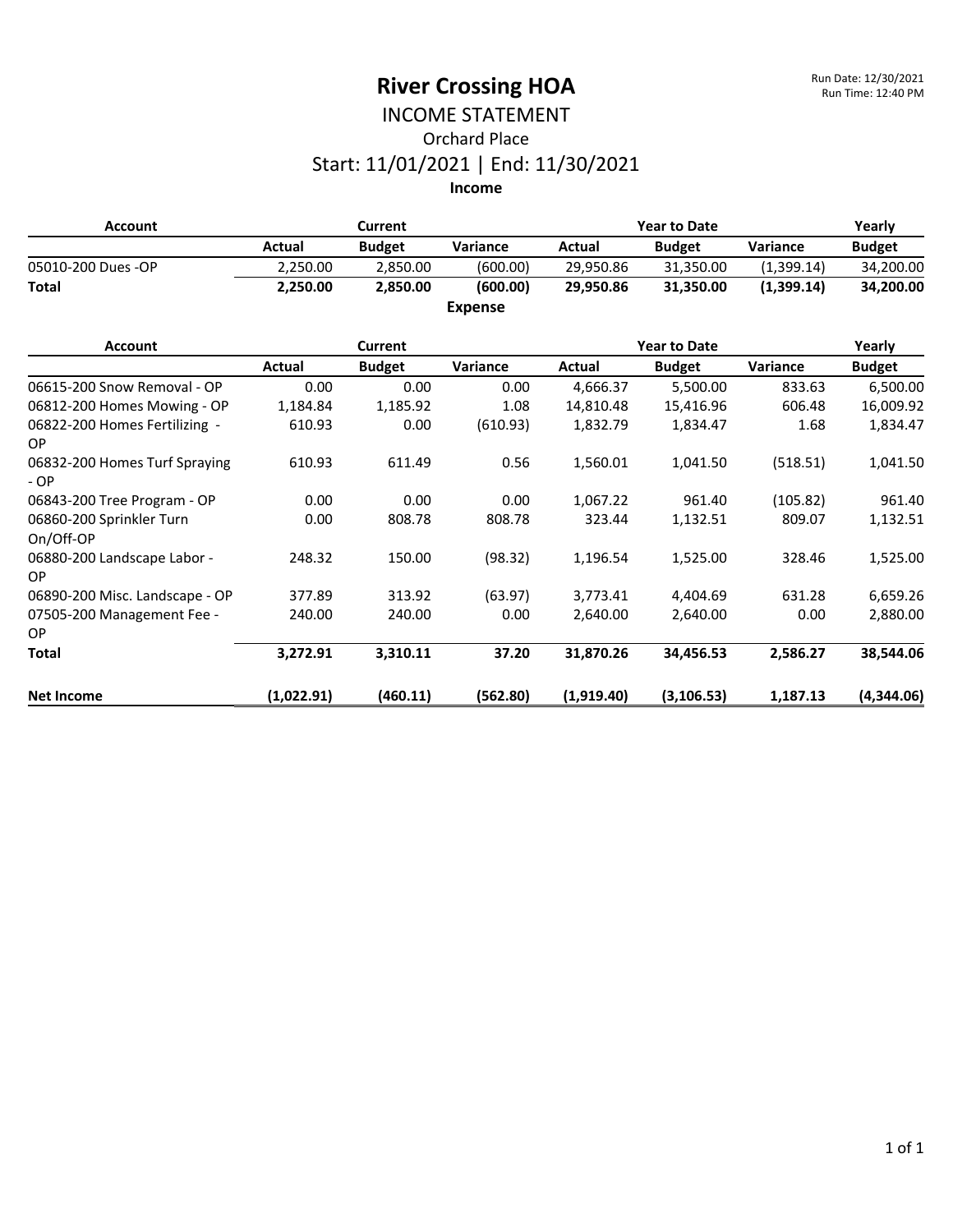Run Date: 12/30/2021
Run Time: 12:40 PM

# River Crossing HOA

## INCOME STATEMENT

### Orchard Place

### Start: 11/01/2021 | End: 11/30/2021

**Income**

| Account | Current | | | Year to Date | | | Yearly |
|---|---|---|---|---|---|---|---|
| | Actual | Budget | Variance | Actual | Budget | Variance | Budget |
| 05010-200 Dues -OP | 2,250.00 | 2,850.00 | (600.00) | 29,950.86 | 31,350.00 | (1,399.14) | 34,200.00 |
| **Total** | **2,250.00** | **2,850.00** | **(600.00)** | **29,950.86** | **31,350.00** | **(1,399.14)** | **34,200.00** |

**Expense**

| Account | Current | | | Year to Date | | | Yearly |
|---|---|---|---|---|---|---|---|
| | Actual | Budget | Variance | Actual | Budget | Variance | Budget |
| 06615-200 Snow Removal - OP | 0.00 | 0.00 | 0.00 | 4,666.37 | 5,500.00 | 833.63 | 6,500.00 |
| 06812-200 Homes Mowing - OP | 1,184.84 | 1,185.92 | 1.08 | 14,810.48 | 15,416.96 | 606.48 | 16,009.92 |
| 06822-200 Homes Fertilizing - OP | 610.93 | 0.00 | (610.93) | 1,832.79 | 1,834.47 | 1.68 | 1,834.47 |
| 06832-200 Homes Turf Spraying - OP | 610.93 | 611.49 | 0.56 | 1,560.01 | 1,041.50 | (518.51) | 1,041.50 |
| 06843-200 Tree Program - OP | 0.00 | 0.00 | 0.00 | 1,067.22 | 961.40 | (105.82) | 961.40 |
| 06860-200 Sprinkler Turn On/Off-OP | 0.00 | 808.78 | 808.78 | 323.44 | 1,132.51 | 809.07 | 1,132.51 |
| 06880-200 Landscape Labor - OP | 248.32 | 150.00 | (98.32) | 1,196.54 | 1,525.00 | 328.46 | 1,525.00 |
| 06890-200 Misc. Landscape - OP | 377.89 | 313.92 | (63.97) | 3,773.41 | 4,404.69 | 631.28 | 6,659.26 |
| 07505-200 Management Fee - OP | 240.00 | 240.00 | 0.00 | 2,640.00 | 2,640.00 | 0.00 | 2,880.00 |
| **Total** | **3,272.91** | **3,310.11** | **37.20** | **31,870.26** | **34,456.53** | **2,586.27** | **38,544.06** |
| **Net Income** | **(1,022.91)** | **(460.11)** | **(562.80)** | **(1,919.40)** | **(3,106.53)** | **1,187.13** | **(4,344.06)** |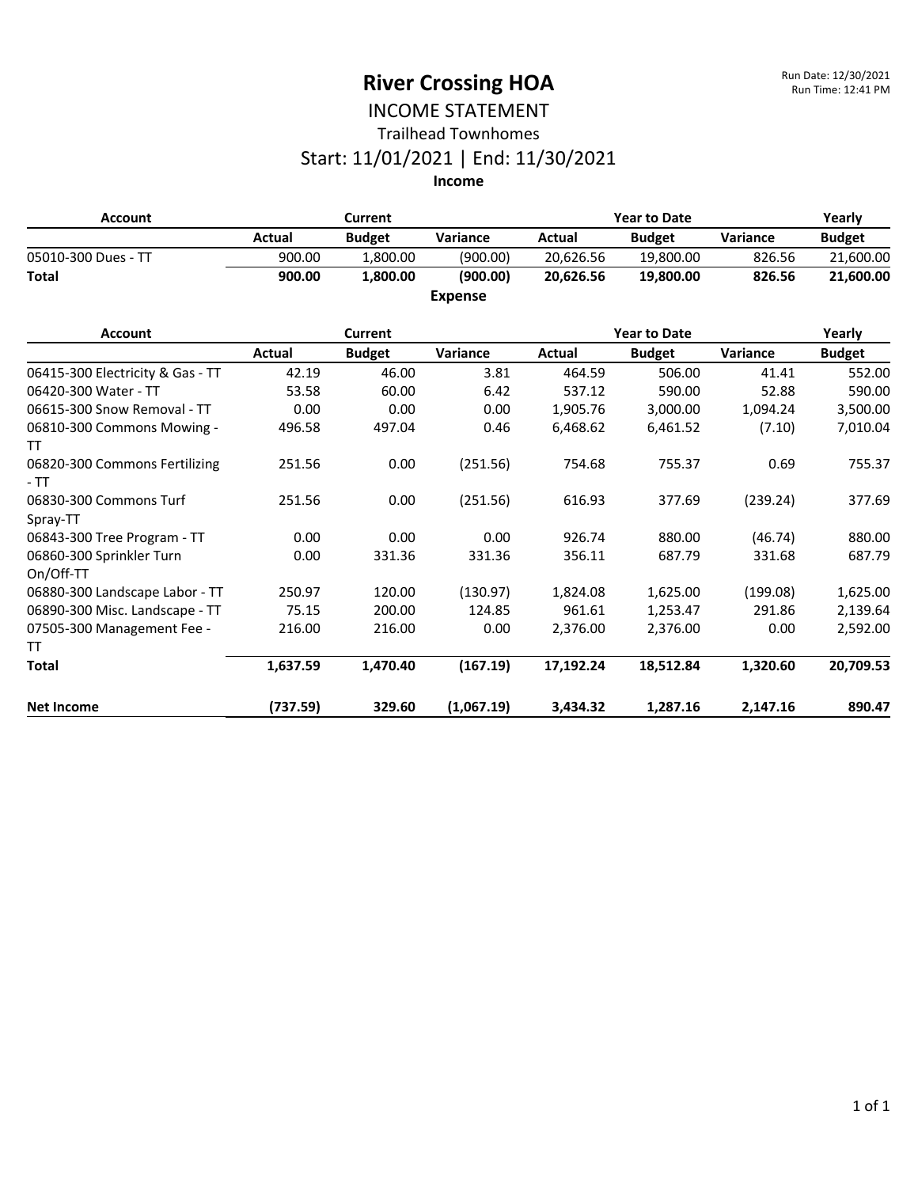# River Crossing HOA

Run Date: 12/30/2021
Run Time: 12:41 PM

## INCOME STATEMENT

### Trailhead Townhomes

### Start: 11/01/2021 | End: 11/30/2021

**Income**

| Account | Current | | | Year to Date | | | Yearly |
|---|---|---|---|---|---|---|---|
| | Actual | Budget | Variance | Actual | Budget | Variance | Budget |
| 05010-300 Dues - TT | 900.00 | 1,800.00 | (900.00) | 20,626.56 | 19,800.00 | 826.56 | 21,600.00 |
| **Total** | **900.00** | **1,800.00** | **(900.00)** | **20,626.56** | **19,800.00** | **826.56** | **21,600.00** |

**Expense**

| Account | Current | | | Year to Date | | | Yearly |
|---|---|---|---|---|---|---|---|
| | Actual | Budget | Variance | Actual | Budget | Variance | Budget |
| 06415-300 Electricity & Gas - TT | 42.19 | 46.00 | 3.81 | 464.59 | 506.00 | 41.41 | 552.00 |
| 06420-300 Water - TT | 53.58 | 60.00 | 6.42 | 537.12 | 590.00 | 52.88 | 590.00 |
| 06615-300 Snow Removal - TT | 0.00 | 0.00 | 0.00 | 1,905.76 | 3,000.00 | 1,094.24 | 3,500.00 |
| 06810-300 Commons Mowing - TT | 496.58 | 497.04 | 0.46 | 6,468.62 | 6,461.52 | (7.10) | 7,010.04 |
| 06820-300 Commons Fertilizing - TT | 251.56 | 0.00 | (251.56) | 754.68 | 755.37 | 0.69 | 755.37 |
| 06830-300 Commons Turf Spray-TT | 251.56 | 0.00 | (251.56) | 616.93 | 377.69 | (239.24) | 377.69 |
| 06843-300 Tree Program - TT | 0.00 | 0.00 | 0.00 | 926.74 | 880.00 | (46.74) | 880.00 |
| 06860-300 Sprinkler Turn On/Off-TT | 0.00 | 331.36 | 331.36 | 356.11 | 687.79 | 331.68 | 687.79 |
| 06880-300 Landscape Labor - TT | 250.97 | 120.00 | (130.97) | 1,824.08 | 1,625.00 | (199.08) | 1,625.00 |
| 06890-300 Misc. Landscape - TT | 75.15 | 200.00 | 124.85 | 961.61 | 1,253.47 | 291.86 | 2,139.64 |
| 07505-300 Management Fee - TT | 216.00 | 216.00 | 0.00 | 2,376.00 | 2,376.00 | 0.00 | 2,592.00 |
| **Total** | **1,637.59** | **1,470.40** | **(167.19)** | **17,192.24** | **18,512.84** | **1,320.60** | **20,709.53** |
| **Net Income** | **(737.59)** | **329.60** | **(1,067.19)** | **3,434.32** | **1,287.16** | **2,147.16** | **890.47** |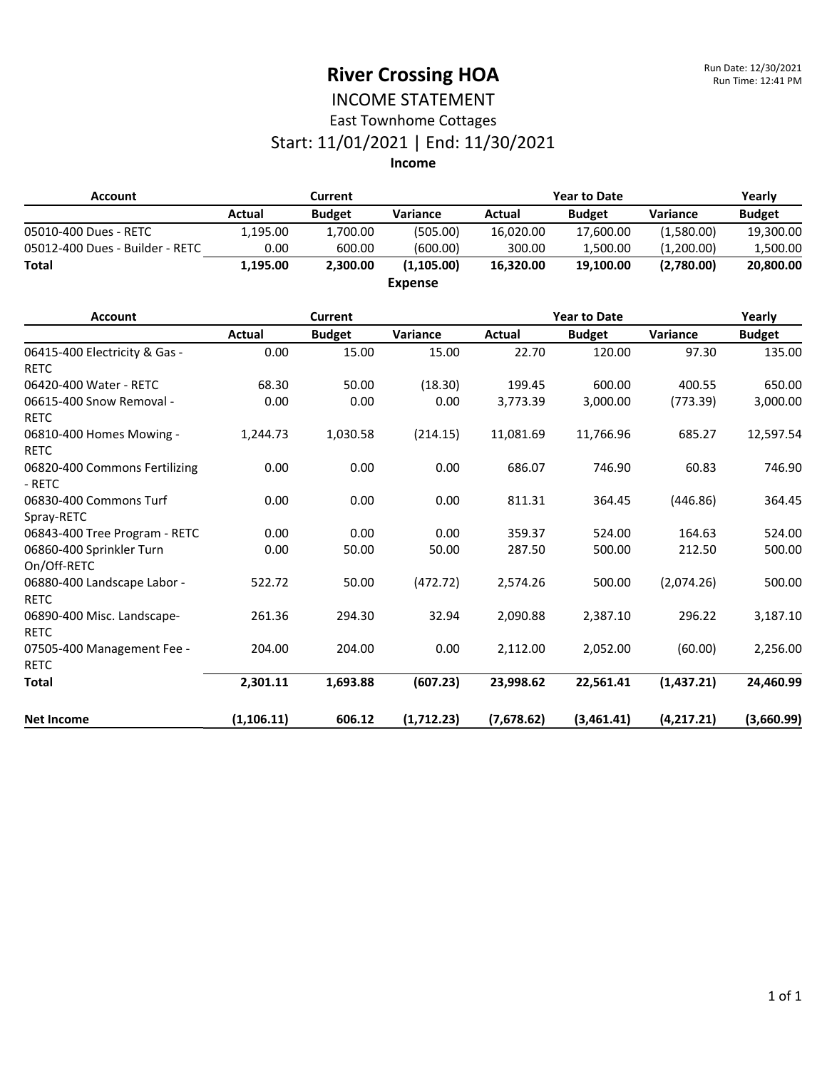# River Crossing HOA

Run Date: 12/30/2021
Run Time: 12:41 PM

## INCOME STATEMENT

### East Townhome Cottages

### Start: 11/01/2021 | End: 11/30/2021

**Income**

| Account | Current | | | Year to Date | | | Yearly |
|---|---|---|---|---|---|---|---|
| | Actual | Budget | Variance | Actual | Budget | Variance | Budget |
| 05010-400 Dues - RETC | 1,195.00 | 1,700.00 | (505.00) | 16,020.00 | 17,600.00 | (1,580.00) | 19,300.00 |
| 05012-400 Dues - Builder - RETC | 0.00 | 600.00 | (600.00) | 300.00 | 1,500.00 | (1,200.00) | 1,500.00 |
| **Total** | **1,195.00** | **2,300.00** | **(1,105.00)** | **16,320.00** | **19,100.00** | **(2,780.00)** | **20,800.00** |

**Expense**

| Account | Current | | | Year to Date | | | Yearly |
|---|---|---|---|---|---|---|---|
| | Actual | Budget | Variance | Actual | Budget | Variance | Budget |
| 06415-400 Electricity & Gas - RETC | 0.00 | 15.00 | 15.00 | 22.70 | 120.00 | 97.30 | 135.00 |
| 06420-400 Water - RETC | 68.30 | 50.00 | (18.30) | 199.45 | 600.00 | 400.55 | 650.00 |
| 06615-400 Snow Removal - RETC | 0.00 | 0.00 | 0.00 | 3,773.39 | 3,000.00 | (773.39) | 3,000.00 |
| 06810-400 Homes Mowing - RETC | 1,244.73 | 1,030.58 | (214.15) | 11,081.69 | 11,766.96 | 685.27 | 12,597.54 |
| 06820-400 Commons Fertilizing - RETC | 0.00 | 0.00 | 0.00 | 686.07 | 746.90 | 60.83 | 746.90 |
| 06830-400 Commons Turf Spray-RETC | 0.00 | 0.00 | 0.00 | 811.31 | 364.45 | (446.86) | 364.45 |
| 06843-400 Tree Program - RETC | 0.00 | 0.00 | 0.00 | 359.37 | 524.00 | 164.63 | 524.00 |
| 06860-400 Sprinkler Turn On/Off-RETC | 0.00 | 50.00 | 50.00 | 287.50 | 500.00 | 212.50 | 500.00 |
| 06880-400 Landscape Labor - RETC | 522.72 | 50.00 | (472.72) | 2,574.26 | 500.00 | (2,074.26) | 500.00 |
| 06890-400 Misc. Landscape-RETC | 261.36 | 294.30 | 32.94 | 2,090.88 | 2,387.10 | 296.22 | 3,187.10 |
| 07505-400 Management Fee - RETC | 204.00 | 204.00 | 0.00 | 2,112.00 | 2,052.00 | (60.00) | 2,256.00 |
| **Total** | **2,301.11** | **1,693.88** | **(607.23)** | **23,998.62** | **22,561.41** | **(1,437.21)** | **24,460.99** |
| **Net Income** | **(1,106.11)** | **606.12** | **(1,712.23)** | **(7,678.62)** | **(3,461.41)** | **(4,217.21)** | **(3,660.99)** |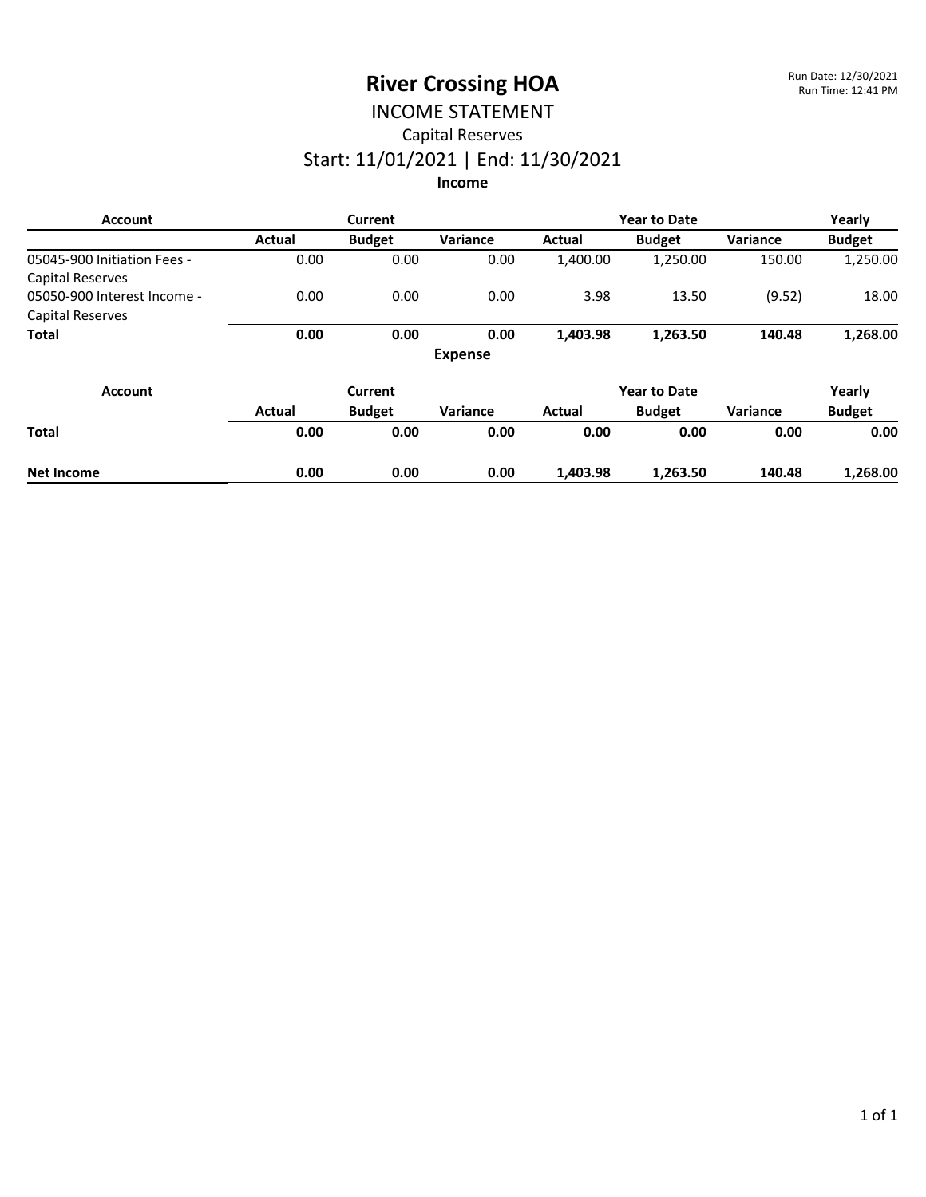# River Crossing HOA

Run Date: 12/30/2021
Run Time: 12:41 PM

## INCOME STATEMENT

### Capital Reserves

### Start: 11/01/2021 | End: 11/30/2021

**Income**

| Account | Current | | | Year to Date | | | Yearly |
|---|---|---|---|---|---|---|---|
| | Actual | Budget | Variance | Actual | Budget | Variance | Budget |
| 05045-900 Initiation Fees - Capital Reserves | 0.00 | 0.00 | 0.00 | 1,400.00 | 1,250.00 | 150.00 | 1,250.00 |
| 05050-900 Interest Income - Capital Reserves | 0.00 | 0.00 | 0.00 | 3.98 | 13.50 | (9.52) | 18.00 |
| **Total** | **0.00** | **0.00** | **0.00** | **1,403.98** | **1,263.50** | **140.48** | **1,268.00** |

**Expense**

| Account | Current | | | Year to Date | | | Yearly |
|---|---|---|---|---|---|---|---|
| | Actual | Budget | Variance | Actual | Budget | Variance | Budget |
| **Total** | **0.00** | **0.00** | **0.00** | **0.00** | **0.00** | **0.00** | **0.00** |
| **Net Income** | **0.00** | **0.00** | **0.00** | **1,403.98** | **1,263.50** | **140.48** | **1,268.00** |